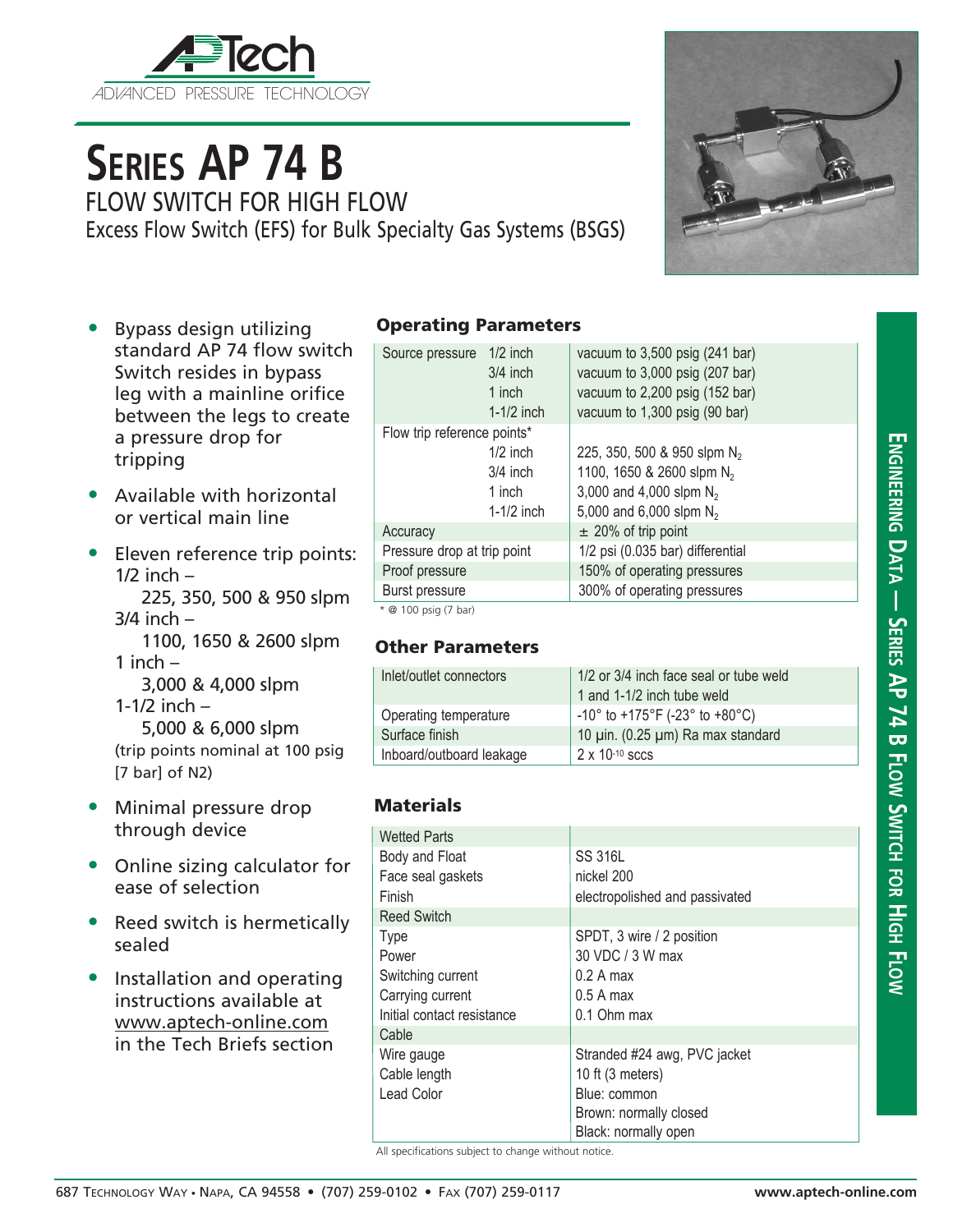# SERIES AP 74 B

## FLOW SWITCH FOR HIGH FLOW

Excess Flow Switch (EFS) for Bulk Specialty Gas Systems (BSGS)

- Bypass design utilizing standard AP 74 flow switch Switch resides in bypass leg with a mainline orifice between the legs to create a pressure drop for tripping
- Available with horizontal or vertical main line
- Eleven reference trip points:
  1/2 inch –
  225, 350, 500 & 950 slpm
  3/4 inch –
  1100, 1650 & 2600 slpm
  1 inch –
  3,000 & 4,000 slpm
  1-1/2 inch –
  5,000 & 6,000 slpm
  (trip points nominal at 100 psig [7 bar] of N2)
- Minimal pressure drop through device
- Online sizing calculator for ease of selection
- Reed switch is hermetically sealed
- Installation and operating instructions available at www.aptech-online.com in the Tech Briefs section

### Operating Parameters

| | | |
|---|---|---|
| Source pressure | 1/2 inch | vacuum to 3,500 psig (241 bar) |
| | 3/4 inch | vacuum to 3,000 psig (207 bar) |
| | 1 inch | vacuum to 2,200 psig (152 bar) |
| | 1-1/2 inch | vacuum to 1,300 psig (90 bar) |
| Flow trip reference points* | | |
| | 1/2 inch | 225, 350, 500 & 950 slpm $N_2$ |
| | 3/4 inch | 1100, 1650 & 2600 slpm $N_2$ |
| | 1 inch | 3,000 and 4,000 slpm $N_2$ |
| | 1-1/2 inch | 5,000 and 6,000 slpm $N_2$ |
| Accuracy | | ± 20% of trip point |
| Pressure drop at trip point | | 1/2 psi (0.035 bar) differential |
| Proof pressure | | 150% of operating pressures |
| Burst pressure | | 300% of operating pressures |

\* @ 100 psig (7 bar)

### Other Parameters

| | |
|---|---|
| Inlet/outlet connectors | 1/2 or 3/4 inch face seal or tube weld<br>1 and 1-1/2 inch tube weld |
| Operating temperature | -10° to +175°F (-23° to +80°C) |
| Surface finish | 10 µin. (0.25 µm) Ra max standard |
| Inboard/outboard leakage | $2 \times 10^{-10}$ sccs |

### Materials

| | |
|---|---|
| **Wetted Parts** | |
| Body and Float | SS 316L |
| Face seal gaskets | nickel 200 |
| Finish | electropolished and passivated |
| **Reed Switch** | |
| Type | SPDT, 3 wire / 2 position |
| Power | 30 VDC / 3 W max |
| Switching current | 0.2 A max |
| Carrying current | 0.5 A max |
| Initial contact resistance | 0.1 Ohm max |
| **Cable** | |
| Wire gauge | Stranded #24 awg, PVC jacket |
| Cable length | 10 ft (3 meters) |
| Lead Color | Blue: common<br>Brown: normally closed<br>Black: normally open |

All specifications subject to change without notice.

687 Technology Way • Napa, CA 94558 • (707) 259-0102 • Fax (707) 259-0117 www.aptech-online.com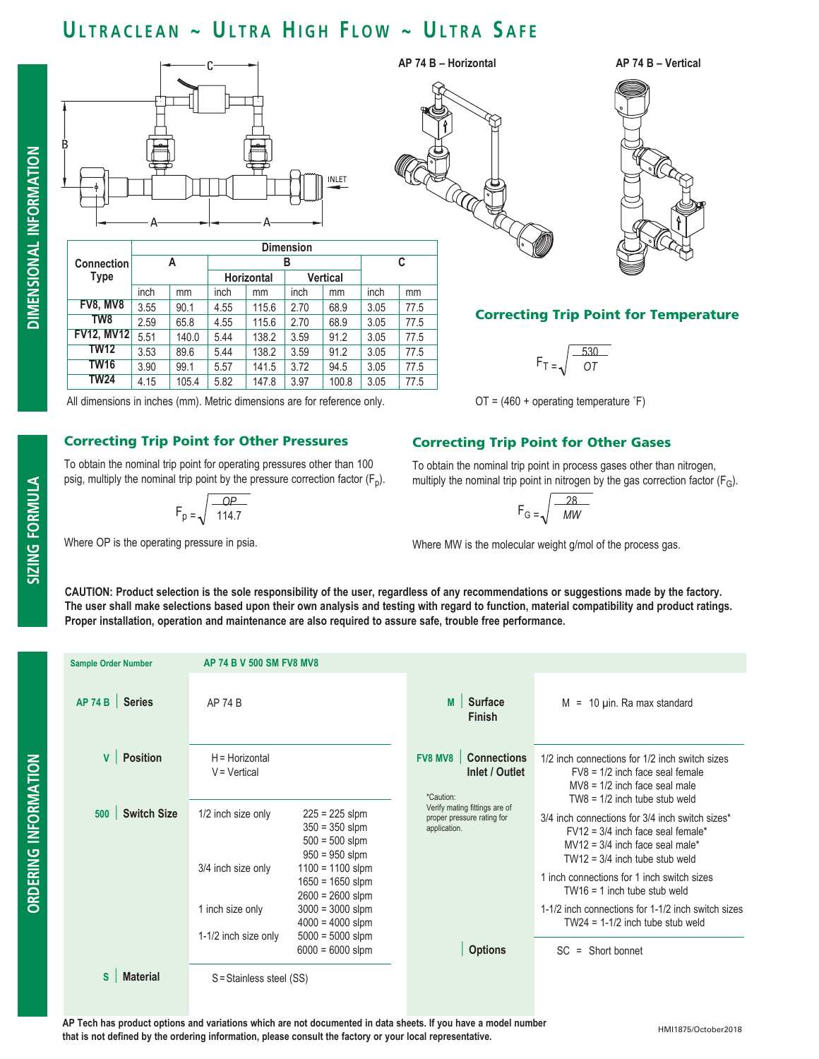# Ultraclean ~ Ultra High Flow ~ Ultra Safe

## Dimensional Information

C

B

A A

INLET

AP 74 B – Horizontal

AP 74 B – Vertical

| Connection Type | Dimension | | | | | | | |
|---|---|---|---|---|---|---|---|---|
| | A | | B | | | | C | |
| | | | Horizontal | | Vertical | | | |
| | inch | mm | inch | mm | inch | mm | inch | mm |
| FV8, MV8 | 3.55 | 90.1 | 4.55 | 115.6 | 2.70 | 68.9 | 3.05 | 77.5 |
| TW8 | 2.59 | 65.8 | 4.55 | 115.6 | 2.70 | 68.9 | 3.05 | 77.5 |
| FV12, MV12 | 5.51 | 140.0 | 5.44 | 138.2 | 3.59 | 91.2 | 3.05 | 77.5 |
| TW12 | 3.53 | 89.6 | 5.44 | 138.2 | 3.59 | 91.2 | 3.05 | 77.5 |
| TW16 | 3.90 | 99.1 | 5.57 | 141.5 | 3.72 | 94.5 | 3.05 | 77.5 |
| TW24 | 4.15 | 105.4 | 5.82 | 147.8 | 3.97 | 100.8 | 3.05 | 77.5 |

All dimensions in inches (mm). Metric dimensions are for reference only.

### Correcting Trip Point for Temperature

$$F_T = \sqrt{\frac{530}{OT}}$$

OT = (460 + operating temperature ˚F)

## Sizing Formula

### Correcting Trip Point for Other Pressures

To obtain the nominal trip point for operating pressures other than 100 psig, multiply the nominal trip point by the pressure correction factor ($F_p$).

$$F_p = \sqrt{\frac{OP}{114.7}}$$

Where OP is the operating pressure in psia.

### Correcting Trip Point for Other Gases

To obtain the nominal trip point in process gases other than nitrogen, multiply the nominal trip point in nitrogen by the gas correction factor ($F_G$).

$$F_G = \sqrt{\frac{28}{MW}}$$

Where MW is the molecular weight g/mol of the process gas.

**CAUTION: Product selection is the sole responsibility of the user, regardless of any recommendations or suggestions made by the factory. The user shall make selections based upon their own analysis and testing with regard to function, material compatibility and product ratings. Proper installation, operation and maintenance are also required to assure safe, trouble free performance.**

## Ordering Information

**Sample Order Number:** AP 74 B V 500 SM FV8 MV8

| Code | Field | Options |
|---|---|---|
| AP 74 B | **Series** | AP 74 B |
| V | **Position** | H = Horizontal<br>V = Vertical |
| 500 | **Switch Size** | 1/2 inch size only: 225 = 225 slpm, 350 = 350 slpm, 500 = 500 slpm, 950 = 950 slpm<br>3/4 inch size only: 1100 = 1100 slpm, 1650 = 1650 slpm, 2600 = 2600 slpm<br>1 inch size only: 3000 = 3000 slpm, 4000 = 4000 slpm<br>1-1/2 inch size only: 5000 = 5000 slpm, 6000 = 6000 slpm |
| S | **Material** | S = Stainless steel (SS) |
| M | **Surface Finish** | M = 10 µin. Ra max standard |
| FV8 MV8 | **Connections Inlet / Outlet** | 1/2 inch connections for 1/2 inch switch sizes: FV8 = 1/2 inch face seal female, MV8 = 1/2 inch face seal male, TW8 = 1/2 inch tube stub weld<br>3/4 inch connections for 3/4 inch switch sizes*: FV12 = 3/4 inch face seal female*, MV12 = 3/4 inch face seal male*, TW12 = 3/4 inch tube stub weld<br>1 inch connections for 1 inch switch sizes: TW16 = 1 inch tube stub weld<br>1-1/2 inch connections for 1-1/2 inch switch sizes: TW24 = 1-1/2 inch tube stub weld |
| | **Options** | SC = Short bonnet |

*Caution: Verify mating fittings are of proper pressure rating for application.

**AP Tech has product options and variations which are not documented in data sheets. If you have a model number that is not defined by the ordering information, please consult the factory or your local representative.**

HMI1875/October2018